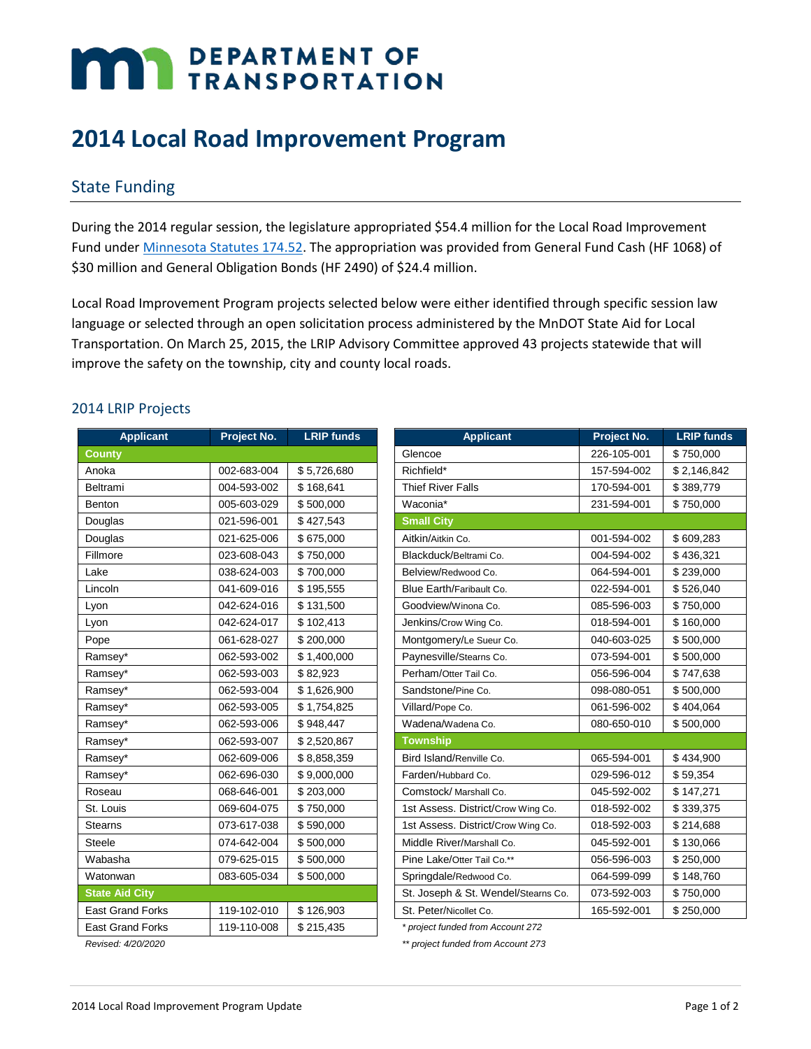# DEPARTMENT OF TRANSPORTATION

# 2014 Local Road Improvement Program

## State Funding

During the 2014 regular session, the legislature appropriated $54.4 million for the Local Road Improvement Fund under Minnesota Statutes 174.52. The appropriation was provided from General Fund Cash (HF 1068) of $30 million and General Obligation Bonds (HF 2490) of $24.4 million.

Local Road Improvement Program projects selected below were either identified through specific session law language or selected through an open solicitation process administered by the MnDOT State Aid for Local Transportation. On March 25, 2015, the LRIP Advisory Committee approved 43 projects statewide that will improve the safety on the township, city and county local roads.

### 2014 LRIP Projects

| Applicant | Project No. | LRIP funds |
|---|---|---|
| **County** | | |
| Anoka | 002-683-004 | $ 5,726,680 |
| Beltrami | 004-593-002 | $ 168,641 |
| Benton | 005-603-029 | $ 500,000 |
| Douglas | 021-596-001 | $ 427,543 |
| Douglas | 021-625-006 | $ 675,000 |
| Fillmore | 023-608-043 | $ 750,000 |
| Lake | 038-624-003 | $ 700,000 |
| Lincoln | 041-609-016 | $ 195,555 |
| Lyon | 042-624-016 | $ 131,500 |
| Lyon | 042-624-017 | $ 102,413 |
| Pope | 061-628-027 | $ 200,000 |
| Ramsey* | 062-593-002 | $ 1,400,000 |
| Ramsey* | 062-593-003 | $ 82,923 |
| Ramsey* | 062-593-004 | $ 1,626,900 |
| Ramsey* | 062-593-005 | $ 1,754,825 |
| Ramsey* | 062-593-006 | $ 948,447 |
| Ramsey* | 062-593-007 | $ 2,520,867 |
| Ramsey* | 062-609-006 | $ 8,858,359 |
| Ramsey* | 062-696-030 | $ 9,000,000 |
| Roseau | 068-646-001 | $ 203,000 |
| St. Louis | 069-604-075 | $ 750,000 |
| Stearns | 073-617-038 | $ 590,000 |
| Steele | 074-642-004 | $ 500,000 |
| Wabasha | 079-625-015 | $ 500,000 |
| Watonwan | 083-605-034 | $ 500,000 |
| **State Aid City** | | |
| East Grand Forks | 119-102-010 | $ 126,903 |
| East Grand Forks | 119-110-008 | $ 215,435 |
| Glencoe | 226-105-001 | $ 750,000 |
| Richfield* | 157-594-002 | $ 2,146,842 |
| Thief River Falls | 170-594-001 | $ 389,779 |
| Waconia* | 231-594-001 | $ 750,000 |
| **Small City** | | |
| Aitkin/Aitkin Co. | 001-594-002 | $ 609,283 |
| Blackduck/Beltrami Co. | 004-594-002 | $ 436,321 |
| Belview/Redwood Co. | 064-594-001 | $ 239,000 |
| Blue Earth/Faribault Co. | 022-594-001 | $ 526,040 |
| Goodview/Winona Co. | 085-596-003 | $ 750,000 |
| Jenkins/Crow Wing Co. | 018-594-001 | $ 160,000 |
| Montgomery/Le Sueur Co. | 040-603-025 | $ 500,000 |
| Paynesville/Stearns Co. | 073-594-001 | $ 500,000 |
| Perham/Otter Tail Co. | 056-596-004 | $ 747,638 |
| Sandstone/Pine Co. | 098-080-051 | $ 500,000 |
| Villard/Pope Co. | 061-596-002 | $ 404,064 |
| Wadena/Wadena Co. | 080-650-010 | $ 500,000 |
| **Township** | | |
| Bird Island/Renville Co. | 065-594-001 | $ 434,900 |
| Farden/Hubbard Co. | 029-596-012 | $ 59,354 |
| Comstock/ Marshall Co. | 045-592-002 | $ 147,271 |
| 1st Assess. District/Crow Wing Co. | 018-592-002 | $ 339,375 |
| 1st Assess. District/Crow Wing Co. | 018-592-003 | $ 214,688 |
| Middle River/Marshall Co. | 045-592-001 | $ 130,066 |
| Pine Lake/Otter Tail Co.** | 056-596-003 | $ 250,000 |
| Springdale/Redwood Co. | 064-599-099 | $ 148,760 |
| St. Joseph & St. Wendel/Stearns Co. | 073-592-003 | $ 750,000 |
| St. Peter/Nicollet Co. | 165-592-001 | $ 250,000 |

*Revised: 4/20/2020*

*\* project funded from Account 272*

*\*\* project funded from Account 273*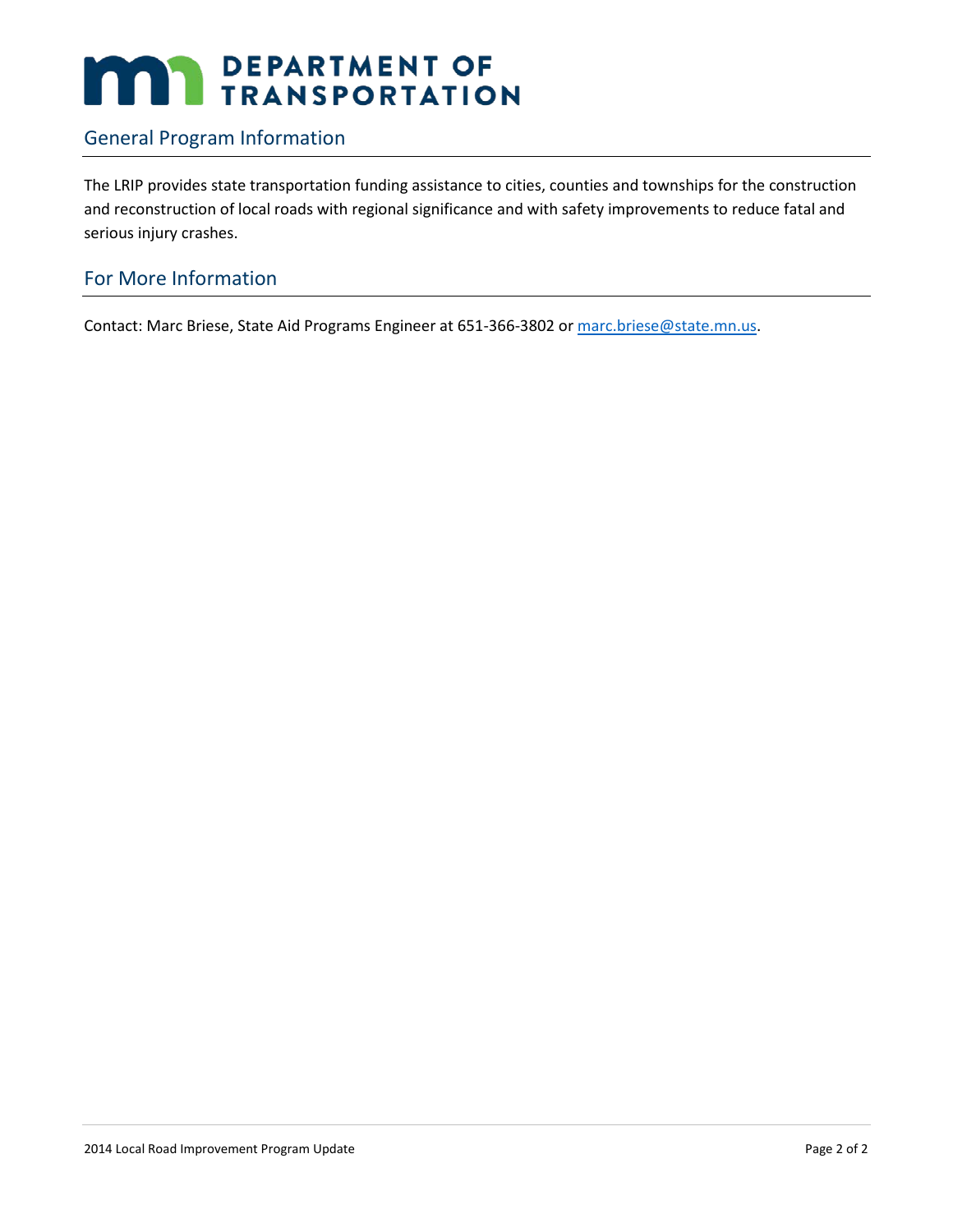# DEPARTMENT OF TRANSPORTATION

## General Program Information

The LRIP provides state transportation funding assistance to cities, counties and townships for the construction and reconstruction of local roads with regional significance and with safety improvements to reduce fatal and serious injury crashes.

## For More Information

Contact: Marc Briese, State Aid Programs Engineer at 651-366-3802 or [marc.briese@state.mn.us](mailto:marc.briese@state.mn.us).